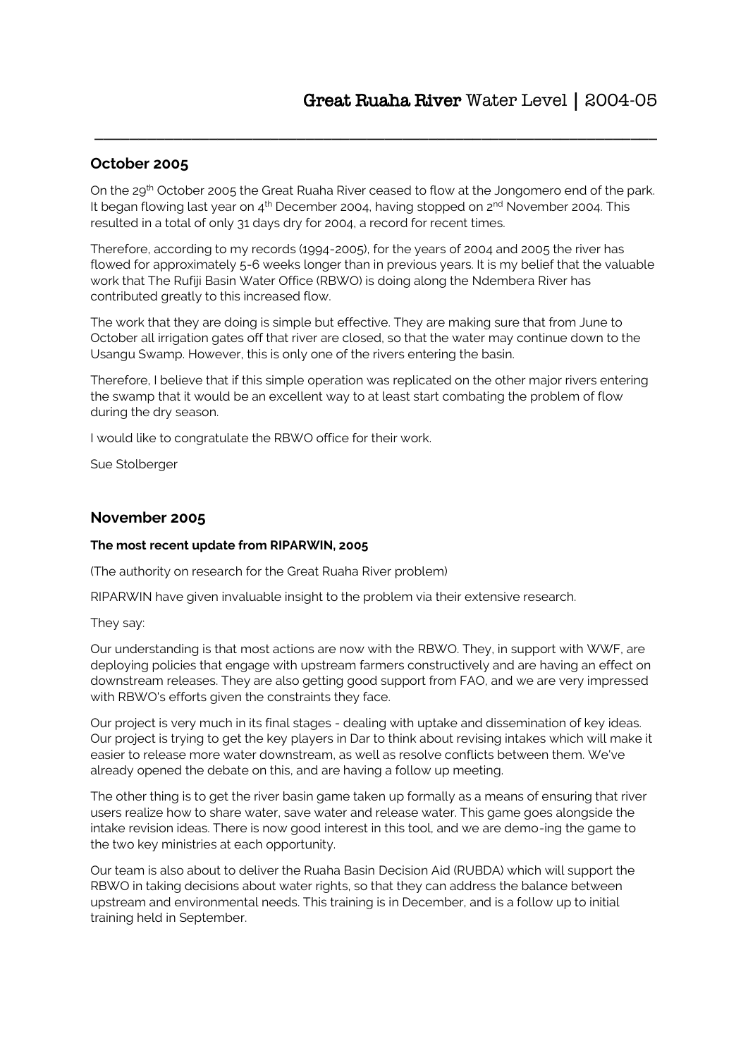# Great Ruaha River Water Level | 2004-05

## October 2005

On the 29th October 2005 the Great Ruaha River ceased to flow at the Jongomero end of the park. It began flowing last year on 4th December 2004, having stopped on 2nd November 2004. This resulted in a total of only 31 days dry for 2004, a record for recent times.

Therefore, according to my records (1994-2005), for the years of 2004 and 2005 the river has flowed for approximately 5-6 weeks longer than in previous years. It is my belief that the valuable work that The Rufiji Basin Water Office (RBWO) is doing along the Ndembera River has contributed greatly to this increased flow.

The work that they are doing is simple but effective. They are making sure that from June to October all irrigation gates off that river are closed, so that the water may continue down to the Usangu Swamp. However, this is only one of the rivers entering the basin.

Therefore, I believe that if this simple operation was replicated on the other major rivers entering the swamp that it would be an excellent way to at least start combating the problem of flow during the dry season.

I would like to congratulate the RBWO office for their work.

Sue Stolberger

## November 2005

**The most recent update from RIPARWIN, 2005**

(The authority on research for the Great Ruaha River problem)

RIPARWIN have given invaluable insight to the problem via their extensive research.

They say:

Our understanding is that most actions are now with the RBWO. They, in support with WWF, are deploying policies that engage with upstream farmers constructively and are having an effect on downstream releases. They are also getting good support from FAO, and we are very impressed with RBWO's efforts given the constraints they face.

Our project is very much in its final stages - dealing with uptake and dissemination of key ideas. Our project is trying to get the key players in Dar to think about revising intakes which will make it easier to release more water downstream, as well as resolve conflicts between them. We've already opened the debate on this, and are having a follow up meeting.

The other thing is to get the river basin game taken up formally as a means of ensuring that river users realize how to share water, save water and release water. This game goes alongside the intake revision ideas. There is now good interest in this tool, and we are demo-ing the game to the two key ministries at each opportunity.

Our team is also about to deliver the Ruaha Basin Decision Aid (RUBDA) which will support the RBWO in taking decisions about water rights, so that they can address the balance between upstream and environmental needs. This training is in December, and is a follow up to initial training held in September.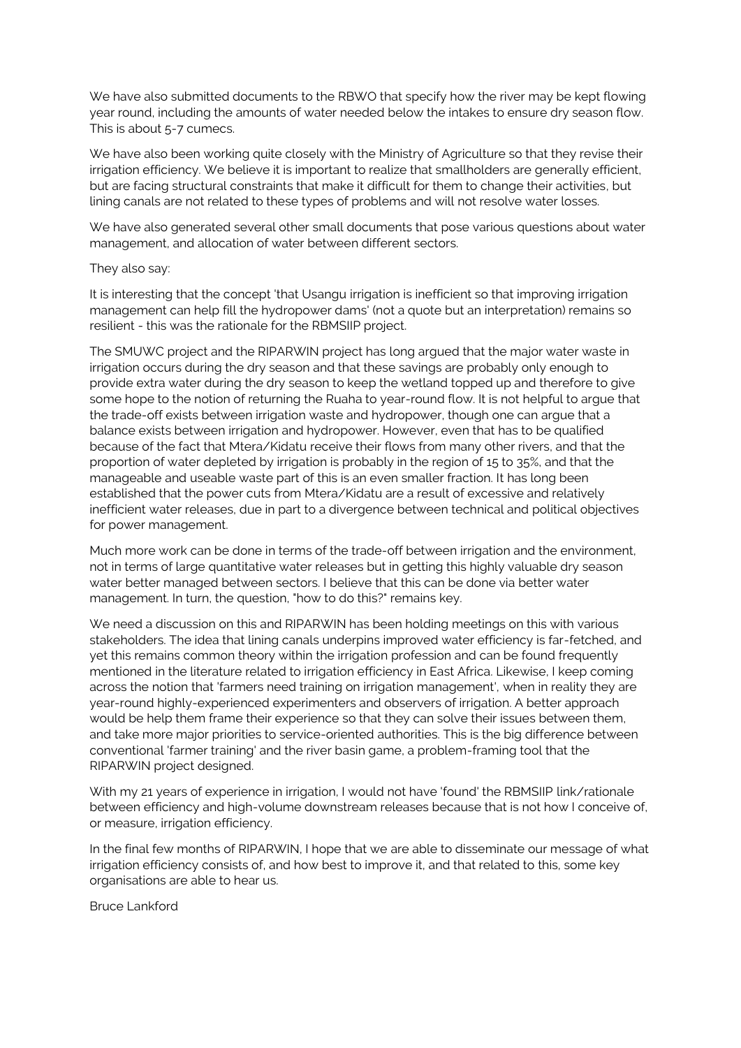We have also submitted documents to the RBWO that specify how the river may be kept flowing year round, including the amounts of water needed below the intakes to ensure dry season flow. This is about 5-7 cumecs.

We have also been working quite closely with the Ministry of Agriculture so that they revise their irrigation efficiency. We believe it is important to realize that smallholders are generally efficient, but are facing structural constraints that make it difficult for them to change their activities, but lining canals are not related to these types of problems and will not resolve water losses.

We have also generated several other small documents that pose various questions about water management, and allocation of water between different sectors.

They also say:

It is interesting that the concept 'that Usangu irrigation is inefficient so that improving irrigation management can help fill the hydropower dams' (not a quote but an interpretation) remains so resilient - this was the rationale for the RBMSIIP project.

The SMUWC project and the RIPARWIN project has long argued that the major water waste in irrigation occurs during the dry season and that these savings are probably only enough to provide extra water during the dry season to keep the wetland topped up and therefore to give some hope to the notion of returning the Ruaha to year-round flow. It is not helpful to argue that the trade-off exists between irrigation waste and hydropower, though one can argue that a balance exists between irrigation and hydropower. However, even that has to be qualified because of the fact that Mtera/Kidatu receive their flows from many other rivers, and that the proportion of water depleted by irrigation is probably in the region of 15 to 35%, and that the manageable and useable waste part of this is an even smaller fraction. It has long been established that the power cuts from Mtera/Kidatu are a result of excessive and relatively inefficient water releases, due in part to a divergence between technical and political objectives for power management.

Much more work can be done in terms of the trade-off between irrigation and the environment, not in terms of large quantitative water releases but in getting this highly valuable dry season water better managed between sectors. I believe that this can be done via better water management. In turn, the question, "how to do this?" remains key.

We need a discussion on this and RIPARWIN has been holding meetings on this with various stakeholders. The idea that lining canals underpins improved water efficiency is far-fetched, and yet this remains common theory within the irrigation profession and can be found frequently mentioned in the literature related to irrigation efficiency in East Africa. Likewise, I keep coming across the notion that 'farmers need training on irrigation management', when in reality they are year-round highly-experienced experimenters and observers of irrigation. A better approach would be help them frame their experience so that they can solve their issues between them, and take more major priorities to service-oriented authorities. This is the big difference between conventional 'farmer training' and the river basin game, a problem-framing tool that the RIPARWIN project designed.

With my 21 years of experience in irrigation, I would not have 'found' the RBMSIIP link/rationale between efficiency and high-volume downstream releases because that is not how I conceive of, or measure, irrigation efficiency.

In the final few months of RIPARWIN, I hope that we are able to disseminate our message of what irrigation efficiency consists of, and how best to improve it, and that related to this, some key organisations are able to hear us.

Bruce Lankford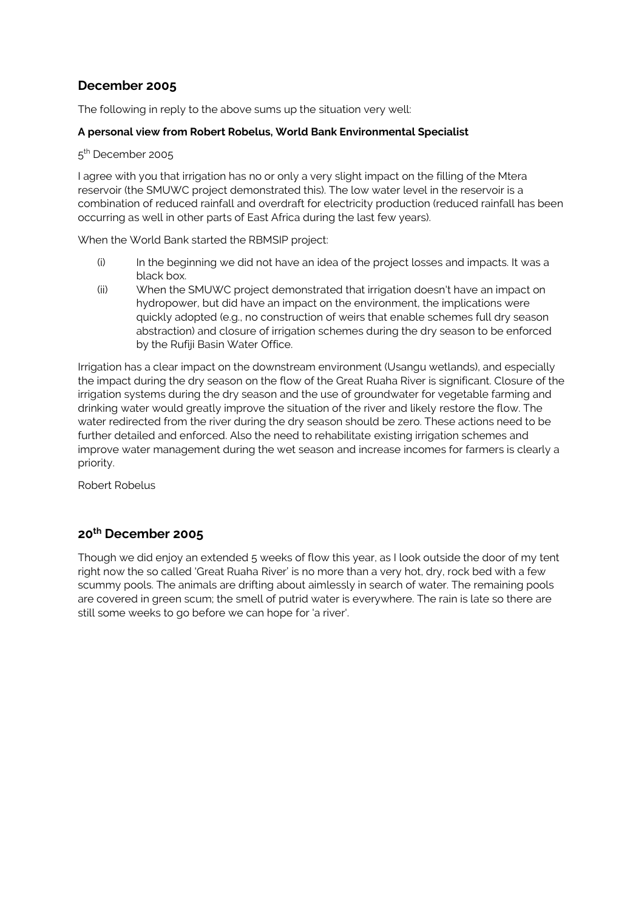## December 2005

The following in reply to the above sums up the situation very well:

**A personal view from Robert Robelus, World Bank Environmental Specialist**

5th December 2005

I agree with you that irrigation has no or only a very slight impact on the filling of the Mtera reservoir (the SMUWC project demonstrated this). The low water level in the reservoir is a combination of reduced rainfall and overdraft for electricity production (reduced rainfall has been occurring as well in other parts of East Africa during the last few years).

When the World Bank started the RBMSIP project:

(i) In the beginning we did not have an idea of the project losses and impacts. It was a black box.

(ii) When the SMUWC project demonstrated that irrigation doesn't have an impact on hydropower, but did have an impact on the environment, the implications were quickly adopted (e.g., no construction of weirs that enable schemes full dry season abstraction) and closure of irrigation schemes during the dry season to be enforced by the Rufiji Basin Water Office.

Irrigation has a clear impact on the downstream environment (Usangu wetlands), and especially the impact during the dry season on the flow of the Great Ruaha River is significant. Closure of the irrigation systems during the dry season and the use of groundwater for vegetable farming and drinking water would greatly improve the situation of the river and likely restore the flow. The water redirected from the river during the dry season should be zero. These actions need to be further detailed and enforced. Also the need to rehabilitate existing irrigation schemes and improve water management during the wet season and increase incomes for farmers is clearly a priority.

Robert Robelus

## 20th December 2005

Though we did enjoy an extended 5 weeks of flow this year, as I look outside the door of my tent right now the so called 'Great Ruaha River' is no more than a very hot, dry, rock bed with a few scummy pools. The animals are drifting about aimlessly in search of water. The remaining pools are covered in green scum; the smell of putrid water is everywhere. The rain is late so there are still some weeks to go before we can hope for 'a river'.